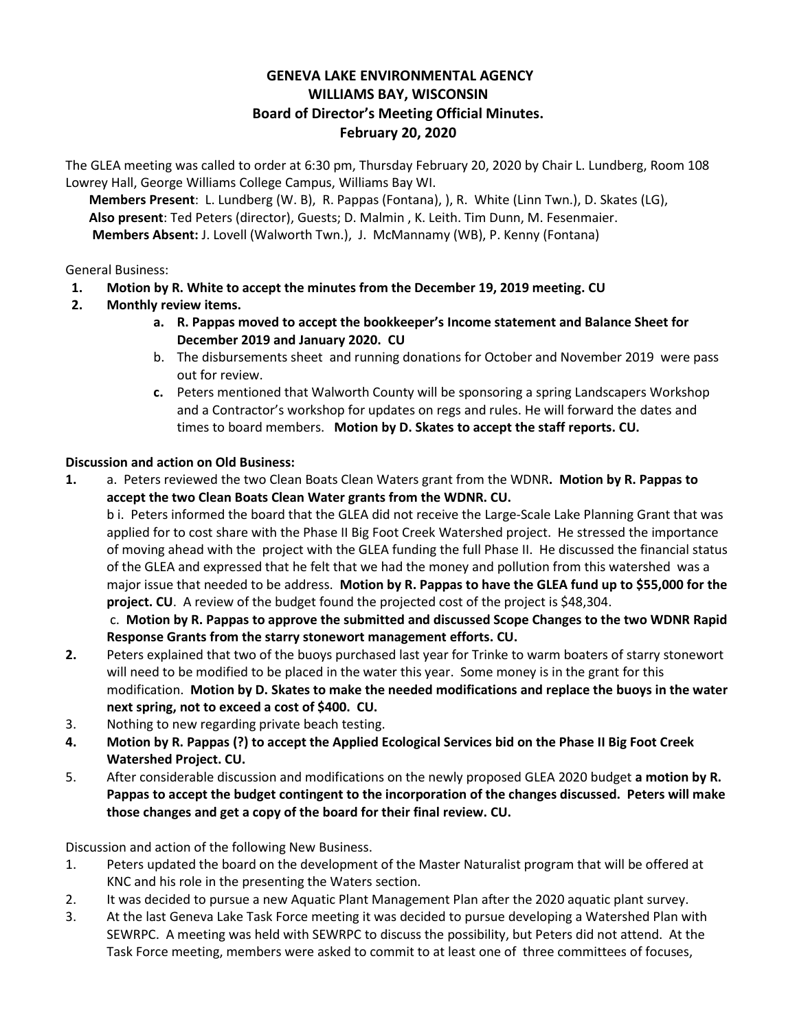**GENEVA LAKE ENVIRONMENTAL AGENCY**
**WILLIAMS BAY, WISCONSIN**
**Board of Director's Meeting Official Minutes.**
**February 20, 2020**

The GLEA meeting was called to order at 6:30 pm, Thursday February 20, 2020 by Chair L. Lundberg, Room 108 Lowrey Hall, George Williams College Campus, Williams Bay WI.

**Members Present**: L. Lundberg (W. B), R. Pappas (Fontana), ), R. White (Linn Twn.), D. Skates (LG),
**Also present**: Ted Peters (director), Guests; D. Malmin , K. Leith. Tim Dunn, M. Fesenmaier.
**Members Absent:** J. Lovell (Walworth Twn.), J. McMannamy (WB), P. Kenny (Fontana)

General Business:

1. **Motion by R. White to accept the minutes from the December 19, 2019 meeting. CU**
2. **Monthly review items.**
   a. **R. Pappas moved to accept the bookkeeper's Income statement and Balance Sheet for December 2019 and January 2020. CU**
   b. The disbursements sheet and running donations for October and November 2019 were pass out for review.
   c. Peters mentioned that Walworth County will be sponsoring a spring Landscapers Workshop and a Contractor's workshop for updates on regs and rules. He will forward the dates and times to board members. **Motion by D. Skates to accept the staff reports. CU.**

**Discussion and action on Old Business:**

1. a. Peters reviewed the two Clean Boats Clean Waters grant from the WDNR**. Motion by R. Pappas to accept the two Clean Boats Clean Water grants from the WDNR. CU.**
   b i. Peters informed the board that the GLEA did not receive the Large-Scale Lake Planning Grant that was applied for to cost share with the Phase II Big Foot Creek Watershed project. He stressed the importance of moving ahead with the project with the GLEA funding the full Phase II. He discussed the financial status of the GLEA and expressed that he felt that we had the money and pollution from this watershed was a major issue that needed to be address. **Motion by R. Pappas to have the GLEA fund up to $55,000 for the project. CU**. A review of the budget found the projected cost of the project is $48,304.
   c. **Motion by R. Pappas to approve the submitted and discussed Scope Changes to the two WDNR Rapid Response Grants from the starry stonewort management efforts. CU.**
2. Peters explained that two of the buoys purchased last year for Trinke to warm boaters of starry stonewort will need to be modified to be placed in the water this year. Some money is in the grant for this modification. **Motion by D. Skates to make the needed modifications and replace the buoys in the water next spring, not to exceed a cost of $400. CU.**
3. Nothing to new regarding private beach testing.
4. **Motion by R. Pappas (?) to accept the Applied Ecological Services bid on the Phase II Big Foot Creek Watershed Project. CU.**
5. After considerable discussion and modifications on the newly proposed GLEA 2020 budget **a motion by R. Pappas to accept the budget contingent to the incorporation of the changes discussed. Peters will make those changes and get a copy of the board for their final review. CU.**

Discussion and action of the following New Business.

1. Peters updated the board on the development of the Master Naturalist program that will be offered at KNC and his role in the presenting the Waters section.
2. It was decided to pursue a new Aquatic Plant Management Plan after the 2020 aquatic plant survey.
3. At the last Geneva Lake Task Force meeting it was decided to pursue developing a Watershed Plan with SEWRPC. A meeting was held with SEWRPC to discuss the possibility, but Peters did not attend. At the Task Force meeting, members were asked to commit to at least one of three committees of focuses,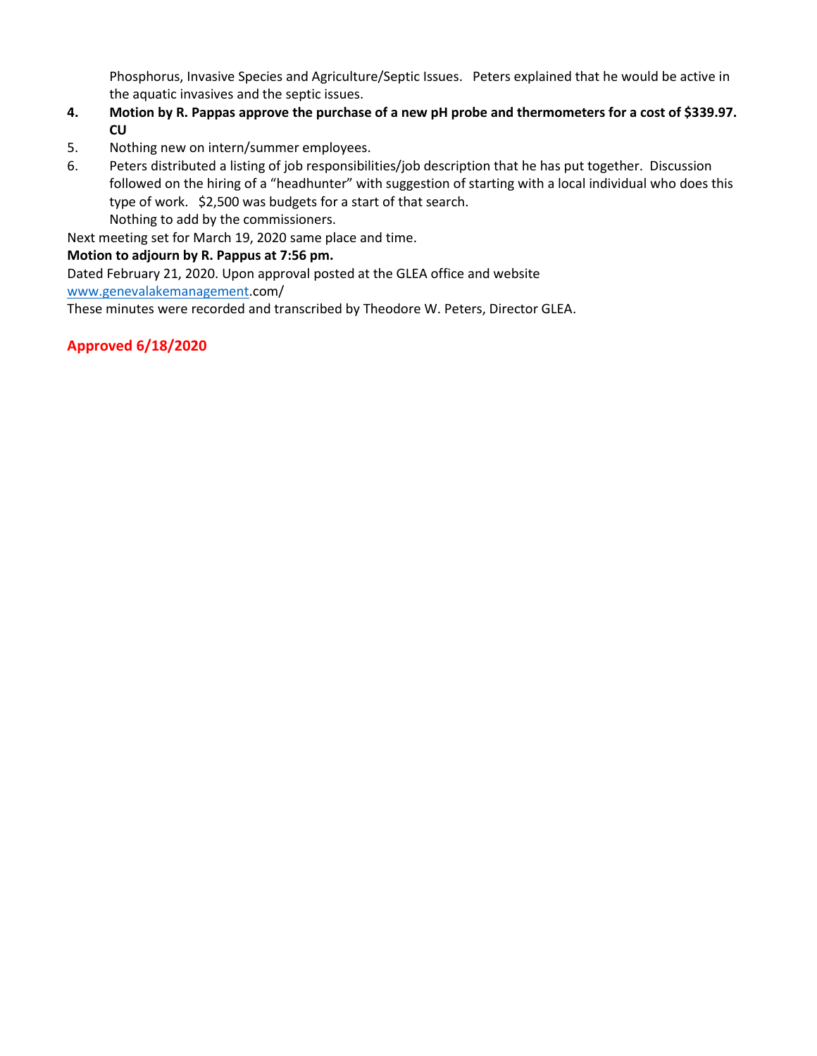Phosphorus, Invasive Species and Agriculture/Septic Issues. Peters explained that he would be active in the aquatic invasives and the septic issues.

4. **Motion by R. Pappas approve the purchase of a new pH probe and thermometers for a cost of $339.97. CU**
5. Nothing new on intern/summer employees.
6. Peters distributed a listing of job responsibilities/job description that he has put together. Discussion followed on the hiring of a "headhunter" with suggestion of starting with a local individual who does this type of work. $2,500 was budgets for a start of that search.
   Nothing to add by the commissioners.

Next meeting set for March 19, 2020 same place and time.

**Motion to adjourn by R. Pappus at 7:56 pm.**

Dated February 21, 2020. Upon approval posted at the GLEA office and website [www.genevalakemanagement](http://www.genevalakemanagement).com/

These minutes were recorded and transcribed by Theodore W. Peters, Director GLEA.

**Approved 6/18/2020**